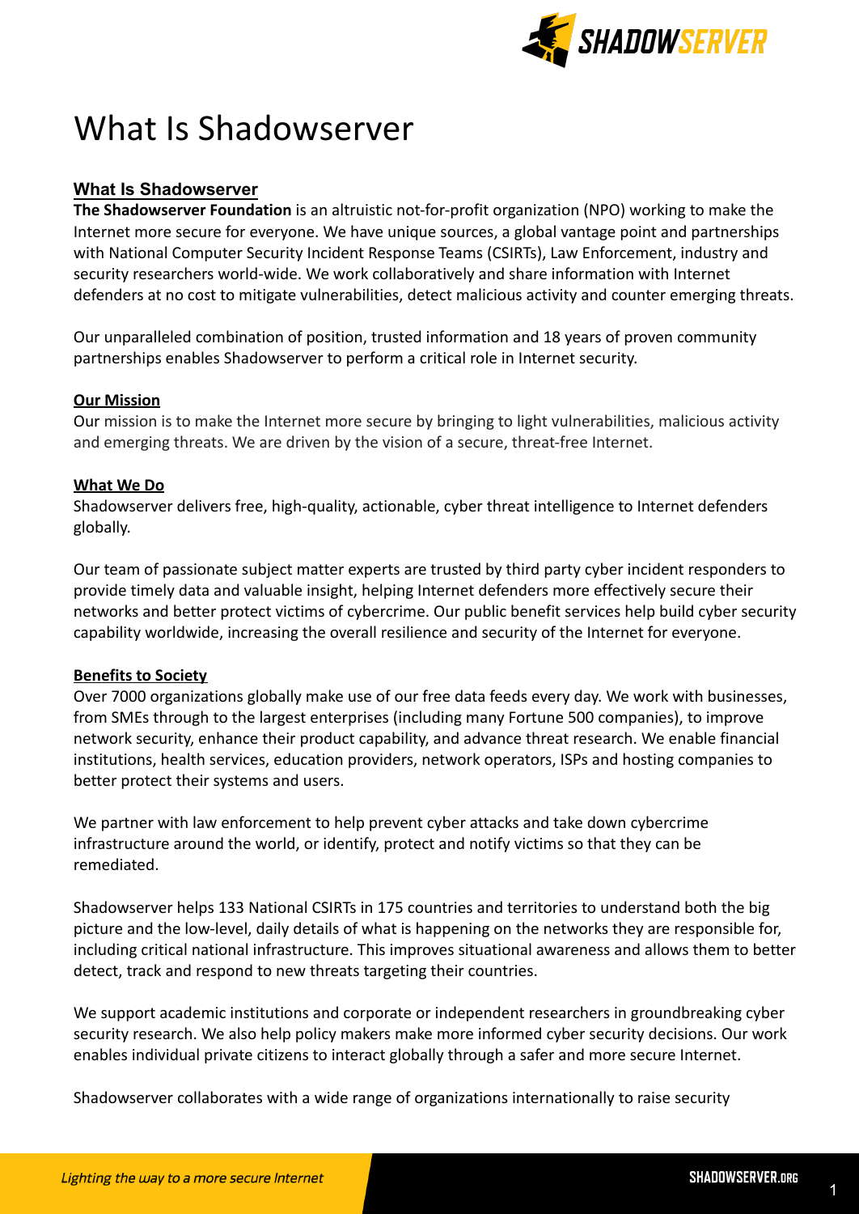# What Is Shadowserver

## What Is Shadowserver

**The Shadowserver Foundation** is an altruistic not-for-profit organization (NPO) working to make the Internet more secure for everyone. We have unique sources, a global vantage point and partnerships with National Computer Security Incident Response Teams (CSIRTs), Law Enforcement, industry and security researchers world-wide. We work collaboratively and share information with Internet defenders at no cost to mitigate vulnerabilities, detect malicious activity and counter emerging threats.

Our unparalleled combination of position, trusted information and 18 years of proven community partnerships enables Shadowserver to perform a critical role in Internet security.

### Our Mission

Our mission is to make the Internet more secure by bringing to light vulnerabilities, malicious activity and emerging threats. We are driven by the vision of a secure, threat-free Internet.

### What We Do

Shadowserver delivers free, high-quality, actionable, cyber threat intelligence to Internet defenders globally.

Our team of passionate subject matter experts are trusted by third party cyber incident responders to provide timely data and valuable insight, helping Internet defenders more effectively secure their networks and better protect victims of cybercrime. Our public benefit services help build cyber security capability worldwide, increasing the overall resilience and security of the Internet for everyone.

### Benefits to Society

Over 7000 organizations globally make use of our free data feeds every day. We work with businesses, from SMEs through to the largest enterprises (including many Fortune 500 companies), to improve network security, enhance their product capability, and advance threat research. We enable financial institutions, health services, education providers, network operators, ISPs and hosting companies to better protect their systems and users.

We partner with law enforcement to help prevent cyber attacks and take down cybercrime infrastructure around the world, or identify, protect and notify victims so that they can be remediated.

Shadowserver helps 133 National CSIRTs in 175 countries and territories to understand both the big picture and the low-level, daily details of what is happening on the networks they are responsible for, including critical national infrastructure. This improves situational awareness and allows them to better detect, track and respond to new threats targeting their countries.

We support academic institutions and corporate or independent researchers in groundbreaking cyber security research. We also help policy makers make more informed cyber security decisions. Our work enables individual private citizens to interact globally through a safer and more secure Internet.

Shadowserver collaborates with a wide range of organizations internationally to raise security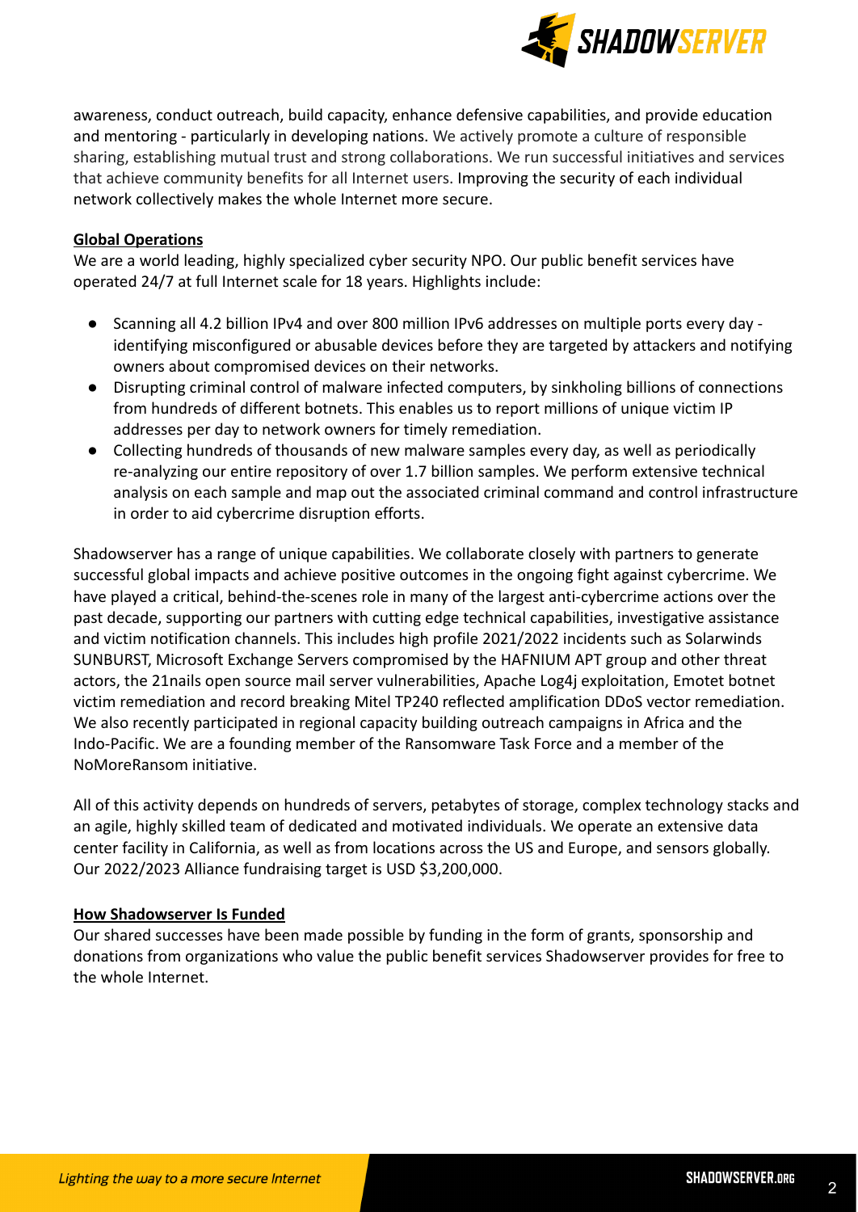awareness, conduct outreach, build capacity, enhance defensive capabilities, and provide education and mentoring - particularly in developing nations. We actively promote a culture of responsible sharing, establishing mutual trust and strong collaborations. We run successful initiatives and services that achieve community benefits for all Internet users. Improving the security of each individual network collectively makes the whole Internet more secure.

**Global Operations**

We are a world leading, highly specialized cyber security NPO. Our public benefit services have operated 24/7 at full Internet scale for 18 years. Highlights include:

- Scanning all 4.2 billion IPv4 and over 800 million IPv6 addresses on multiple ports every day - identifying misconfigured or abusable devices before they are targeted by attackers and notifying owners about compromised devices on their networks.
- Disrupting criminal control of malware infected computers, by sinkholing billions of connections from hundreds of different botnets. This enables us to report millions of unique victim IP addresses per day to network owners for timely remediation.
- Collecting hundreds of thousands of new malware samples every day, as well as periodically re-analyzing our entire repository of over 1.7 billion samples. We perform extensive technical analysis on each sample and map out the associated criminal command and control infrastructure in order to aid cybercrime disruption efforts.

Shadowserver has a range of unique capabilities. We collaborate closely with partners to generate successful global impacts and achieve positive outcomes in the ongoing fight against cybercrime. We have played a critical, behind-the-scenes role in many of the largest anti-cybercrime actions over the past decade, supporting our partners with cutting edge technical capabilities, investigative assistance and victim notification channels. This includes high profile 2021/2022 incidents such as Solarwinds SUNBURST, Microsoft Exchange Servers compromised by the HAFNIUM APT group and other threat actors, the 21nails open source mail server vulnerabilities, Apache Log4j exploitation, Emotet botnet victim remediation and record breaking Mitel TP240 reflected amplification DDoS vector remediation. We also recently participated in regional capacity building outreach campaigns in Africa and the Indo-Pacific. We are a founding member of the Ransomware Task Force and a member of the NoMoreRansom initiative.

All of this activity depends on hundreds of servers, petabytes of storage, complex technology stacks and an agile, highly skilled team of dedicated and motivated individuals. We operate an extensive data center facility in California, as well as from locations across the US and Europe, and sensors globally. Our 2022/2023 Alliance fundraising target is USD $3,200,000.

**How Shadowserver Is Funded**

Our shared successes have been made possible by funding in the form of grants, sponsorship and donations from organizations who value the public benefit services Shadowserver provides for free to the whole Internet.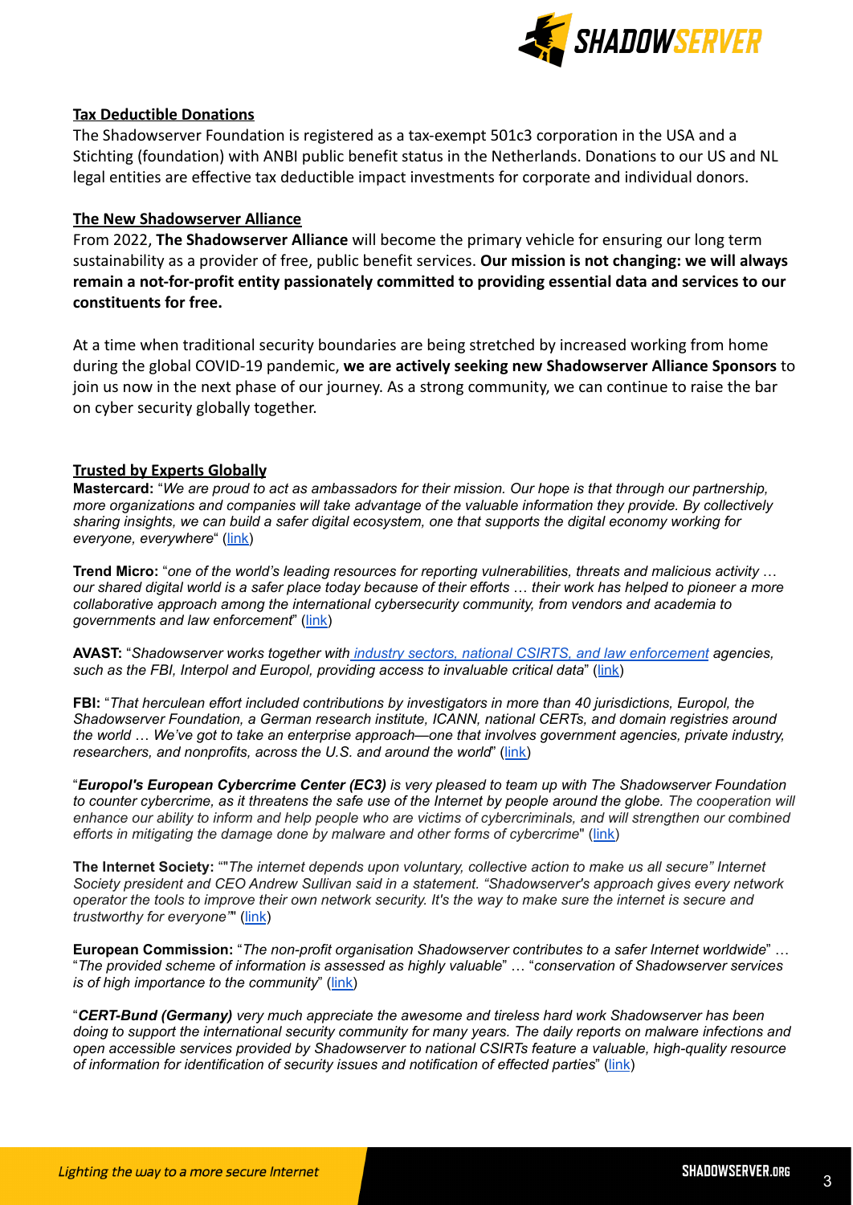## Tax Deductible Donations

The Shadowserver Foundation is registered as a tax-exempt 501c3 corporation in the USA and a Stichting (foundation) with ANBI public benefit status in the Netherlands. Donations to our US and NL legal entities are effective tax deductible impact investments for corporate and individual donors.

## The New Shadowserver Alliance

From 2022, **The Shadowserver Alliance** will become the primary vehicle for ensuring our long term sustainability as a provider of free, public benefit services. **Our mission is not changing: we will always remain a not-for-profit entity passionately committed to providing essential data and services to our constituents for free.**

At a time when traditional security boundaries are being stretched by increased working from home during the global COVID-19 pandemic, **we are actively seeking new Shadowserver Alliance Sponsors** to join us now in the next phase of our journey. As a strong community, we can continue to raise the bar on cyber security globally together.

## Trusted by Experts Globally

**Mastercard:** "*We are proud to act as ambassadors for their mission. Our hope is that through our partnership, more organizations and companies will take advantage of the valuable information they provide. By collectively sharing insights, we can build a safer digital ecosystem, one that supports the digital economy working for everyone, everywhere*" (link)

**Trend Micro:** "*one of the world's leading resources for reporting vulnerabilities, threats and malicious activity … our shared digital world is a safer place today because of their efforts … their work has helped to pioneer a more collaborative approach among the international cybersecurity community, from vendors and academia to governments and law enforcement*" (link)

**AVAST:** "*Shadowserver works together with industry sectors, national CSIRTS, and law enforcement agencies, such as the FBI, Interpol and Europol, providing access to invaluable critical data*" (link)

**FBI:** "*That herculean effort included contributions by investigators in more than 40 jurisdictions, Europol, the Shadowserver Foundation, a German research institute, ICANN, national CERTs, and domain registries around the world … We've got to take an enterprise approach—one that involves government agencies, private industry, researchers, and nonprofits, across the U.S. and around the world*" (link)

"***Europol's European Cybercrime Center (EC3)** is very pleased to team up with The Shadowserver Foundation to counter cybercrime, as it threatens the safe use of the Internet by people around the globe. The cooperation will enhance our ability to inform and help people who are victims of cybercriminals, and will strengthen our combined efforts in mitigating the damage done by malware and other forms of cybercrime*" (link)

**The Internet Society:** ""*The internet depends upon voluntary, collective action to make us all secure" Internet Society president and CEO Andrew Sullivan said in a statement. "Shadowserver's approach gives every network operator the tools to improve their own network security. It's the way to make sure the internet is secure and trustworthy for everyone"*" (link)

**European Commission:** "*The non-profit organisation Shadowserver contributes to a safer Internet worldwide*" … "*The provided scheme of information is assessed as highly valuable*" … "*conservation of Shadowserver services is of high importance to the community*" (link)

"***CERT-Bund (Germany)** very much appreciate the awesome and tireless hard work Shadowserver has been doing to support the international security community for many years. The daily reports on malware infections and open accessible services provided by Shadowserver to national CSIRTs feature a valuable, high-quality resource of information for identification of security issues and notification of effected parties*" (link)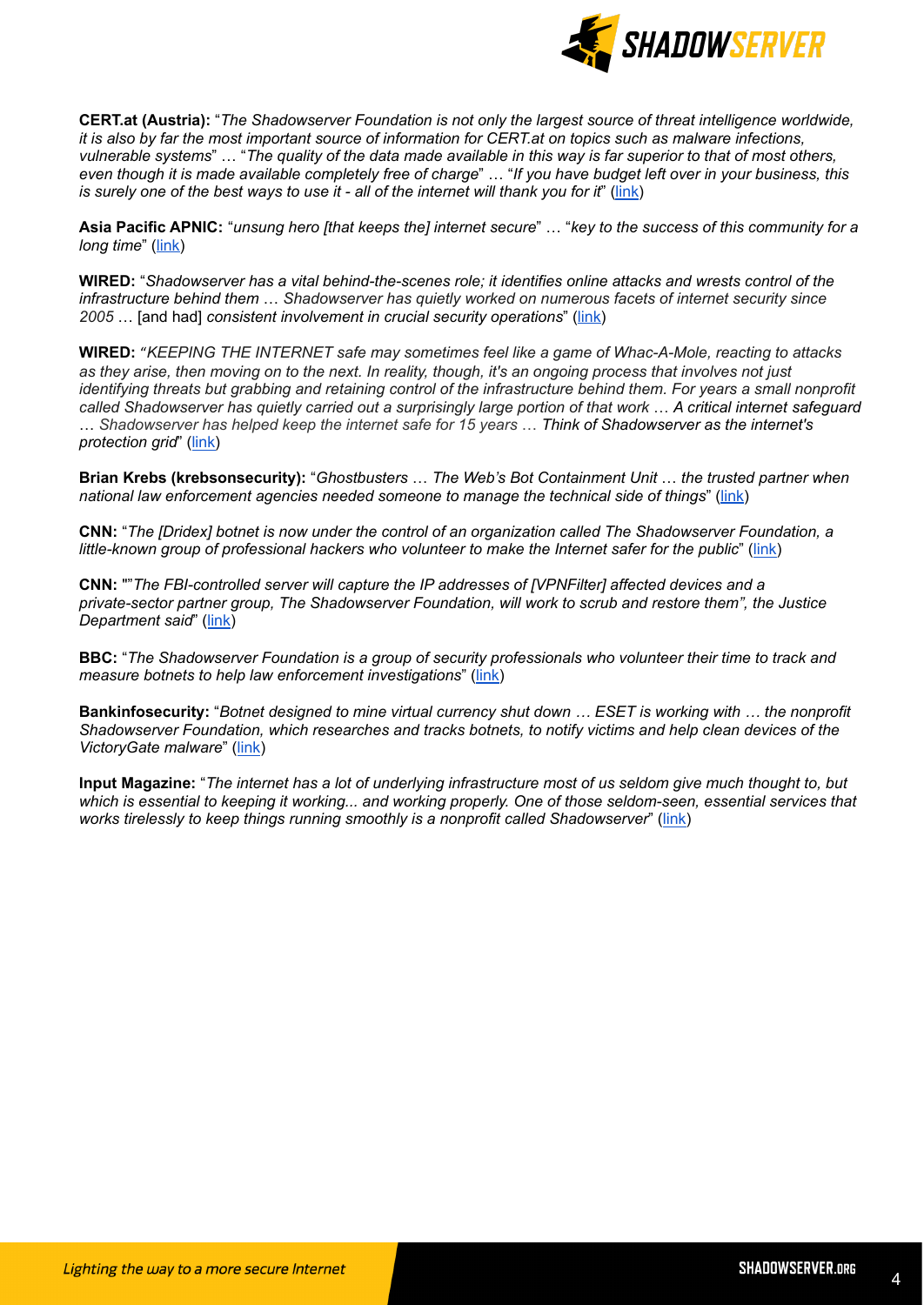**CERT.at (Austria):** "*The Shadowserver Foundation is not only the largest source of threat intelligence worldwide, it is also by far the most important source of information for CERT.at on topics such as malware infections, vulnerable systems*" … "*The quality of the data made available in this way is far superior to that of most others, even though it is made available completely free of charge*" … "*If you have budget left over in your business, this is surely one of the best ways to use it - all of the internet will thank you for it*" (link)

**Asia Pacific APNIC:** "*unsung hero [that keeps the] internet secure*" … "*key to the success of this community for a long time*" (link)

**WIRED:** "*Shadowserver has a vital behind-the-scenes role; it identifies online attacks and wrests control of the infrastructure behind them … Shadowserver has quietly worked on numerous facets of internet security since 2005* … [and had] *consistent involvement in crucial security operations*" (link)

**WIRED:** "*KEEPING THE INTERNET safe may sometimes feel like a game of Whac-A-Mole, reacting to attacks as they arise, then moving on to the next. In reality, though, it's an ongoing process that involves not just identifying threats but grabbing and retaining control of the infrastructure behind them. For years a small nonprofit called Shadowserver has quietly carried out a surprisingly large portion of that work … A critical internet safeguard … Shadowserver has helped keep the internet safe for 15 years … Think of Shadowserver as the internet's protection grid*" (link)

**Brian Krebs (krebsonsecurity):** "*Ghostbusters … The Web's Bot Containment Unit … the trusted partner when national law enforcement agencies needed someone to manage the technical side of things*" (link)

**CNN:** "*The [Dridex] botnet is now under the control of an organization called The Shadowserver Foundation, a little-known group of professional hackers who volunteer to make the Internet safer for the public*" (link)

**CNN:** ""*The FBI-controlled server will capture the IP addresses of [VPNFilter] affected devices and a private-sector partner group, The Shadowserver Foundation, will work to scrub and restore them", the Justice Department said*" (link)

**BBC:** "*The Shadowserver Foundation is a group of security professionals who volunteer their time to track and measure botnets to help law enforcement investigations*" (link)

**Bankinfosecurity:** "*Botnet designed to mine virtual currency shut down … ESET is working with … the nonprofit Shadowserver Foundation, which researches and tracks botnets, to notify victims and help clean devices of the VictoryGate malware*" (link)

**Input Magazine:** "*The internet has a lot of underlying infrastructure most of us seldom give much thought to, but which is essential to keeping it working... and working properly. One of those seldom-seen, essential services that works tirelessly to keep things running smoothly is a nonprofit called Shadowserver*" (link)